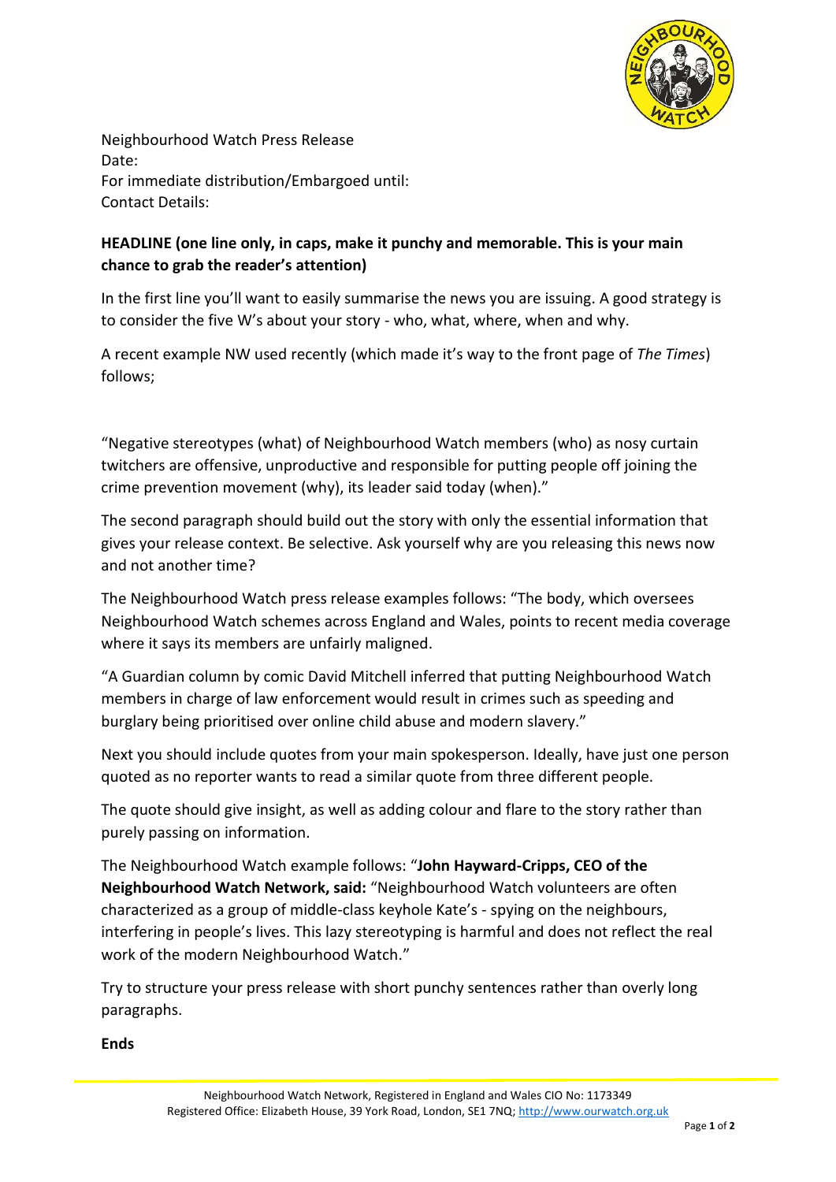Neighbourhood Watch Press Release
Date:
For immediate distribution/Embargoed until:
Contact Details:

**HEADLINE (one line only, in caps, make it punchy and memorable. This is your main chance to grab the reader's attention)**

In the first line you'll want to easily summarise the news you are issuing. A good strategy is to consider the five W's about your story - who, what, where, when and why.

A recent example NW used recently (which made it's way to the front page of *The Times*) follows;

"Negative stereotypes (what) of Neighbourhood Watch members (who) as nosy curtain twitchers are offensive, unproductive and responsible for putting people off joining the crime prevention movement (why), its leader said today (when)."

The second paragraph should build out the story with only the essential information that gives your release context. Be selective. Ask yourself why are you releasing this news now and not another time?

The Neighbourhood Watch press release examples follows: "The body, which oversees Neighbourhood Watch schemes across England and Wales, points to recent media coverage where it says its members are unfairly maligned.

"A Guardian column by comic David Mitchell inferred that putting Neighbourhood Watch members in charge of law enforcement would result in crimes such as speeding and burglary being prioritised over online child abuse and modern slavery."

Next you should include quotes from your main spokesperson. Ideally, have just one person quoted as no reporter wants to read a similar quote from three different people.

The quote should give insight, as well as adding colour and flare to the story rather than purely passing on information.

The Neighbourhood Watch example follows: "**John Hayward-Cripps, CEO of the Neighbourhood Watch Network, said:** "Neighbourhood Watch volunteers are often characterized as a group of middle-class keyhole Kate's - spying on the neighbours, interfering in people's lives. This lazy stereotyping is harmful and does not reflect the real work of the modern Neighbourhood Watch."

Try to structure your press release with short punchy sentences rather than overly long paragraphs.

**Ends**

Neighbourhood Watch Network, Registered in England and Wales CIO No: 1173349
Registered Office: Elizabeth House, 39 York Road, London, SE1 7NQ; http://www.ourwatch.org.uk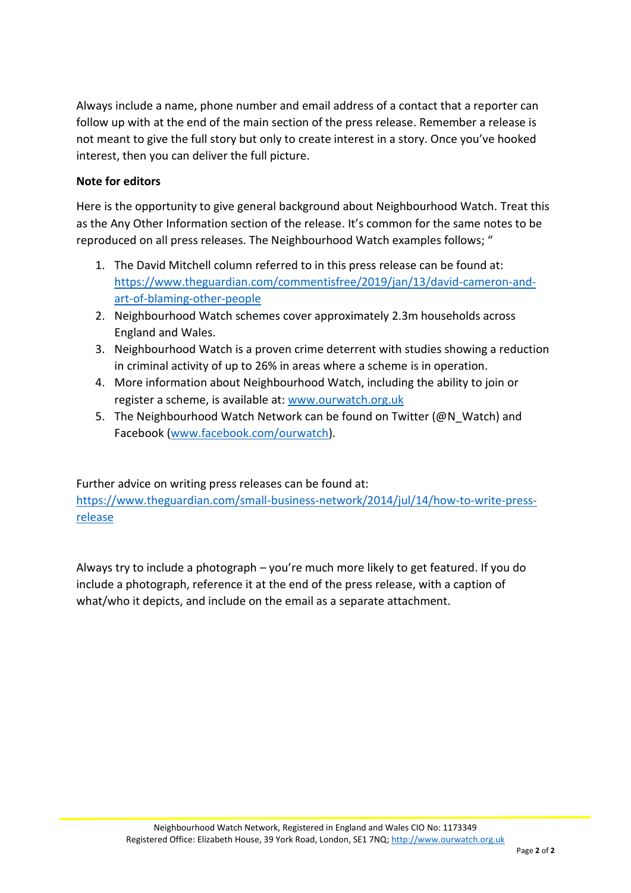Always include a name, phone number and email address of a contact that a reporter can follow up with at the end of the main section of the press release. Remember a release is not meant to give the full story but only to create interest in a story. Once you've hooked interest, then you can deliver the full picture.

**Note for editors**

Here is the opportunity to give general background about Neighbourhood Watch. Treat this as the Any Other Information section of the release. It's common for the same notes to be reproduced on all press releases. The Neighbourhood Watch examples follows; "

1. The David Mitchell column referred to in this press release can be found at: https://www.theguardian.com/commentisfree/2019/jan/13/david-cameron-and-art-of-blaming-other-people
2. Neighbourhood Watch schemes cover approximately 2.3m households across England and Wales.
3. Neighbourhood Watch is a proven crime deterrent with studies showing a reduction in criminal activity of up to 26% in areas where a scheme is in operation.
4. More information about Neighbourhood Watch, including the ability to join or register a scheme, is available at: www.ourwatch.org.uk
5. The Neighbourhood Watch Network can be found on Twitter (@N_Watch) and Facebook (www.facebook.com/ourwatch).

Further advice on writing press releases can be found at: https://www.theguardian.com/small-business-network/2014/jul/14/how-to-write-press-release

Always try to include a photograph – you're much more likely to get featured. If you do include a photograph, reference it at the end of the press release, with a caption of what/who it depicts, and include on the email as a separate attachment.

Neighbourhood Watch Network, Registered in England and Wales CIO No: 1173349
Registered Office: Elizabeth House, 39 York Road, London, SE1 7NQ; http://www.ourwatch.org.uk